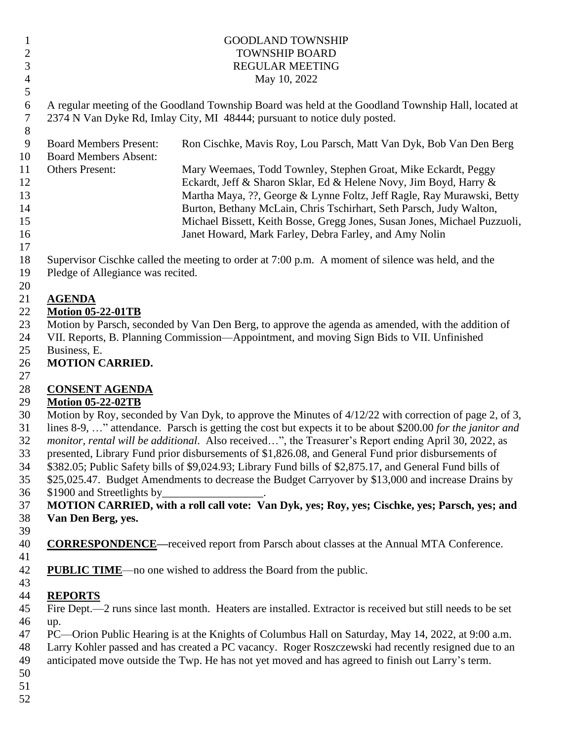GOODLAND TOWNSHIP
TOWNSHIP BOARD
REGULAR MEETING
May 10, 2022

A regular meeting of the Goodland Township Board was held at the Goodland Township Hall, located at 2374 N Van Dyke Rd, Imlay City, MI 48444; pursuant to notice duly posted.

| | |
|---|---|
| Board Members Present: | Ron Cischke, Mavis Roy, Lou Parsch, Matt Van Dyk, Bob Van Den Berg |
| Board Members Absent: | |
| Others Present: | Mary Weemaes, Todd Townley, Stephen Groat, Mike Eckardt, Peggy Eckardt, Jeff & Sharon Sklar, Ed & Helene Novy, Jim Boyd, Harry & Martha Maya, ??, George & Lynne Foltz, Jeff Ragle, Ray Murawski, Betty Burton, Bethany McLain, Chris Tschirhart, Seth Parsch, Judy Walton, Michael Bissett, Keith Bosse, Gregg Jones, Susan Jones, Michael Puzzuoli, Janet Howard, Mark Farley, Debra Farley, and Amy Nolin |

Supervisor Cischke called the meeting to order at 7:00 p.m. A moment of silence was held, and the Pledge of Allegiance was recited.

**AGENDA**

**Motion 05-22-01TB**

Motion by Parsch, seconded by Van Den Berg, to approve the agenda as amended, with the addition of VII. Reports, B. Planning Commission—Appointment, and moving Sign Bids to VII. Unfinished Business, E.

**MOTION CARRIED.**

**CONSENT AGENDA**

**Motion 05-22-02TB**

Motion by Roy, seconded by Van Dyk, to approve the Minutes of 4/12/22 with correction of page 2, of 3, lines 8-9, …" attendance. Parsch is getting the cost but expects it to be about $200.00 *for the janitor and monitor, rental will be additional*. Also received…", the Treasurer's Report ending April 30, 2022, as presented, Library Fund prior disbursements of $1,826.08, and General Fund prior disbursements of $382.05; Public Safety bills of $9,024.93; Library Fund bills of $2,875.17, and General Fund bills of $25,025.47. Budget Amendments to decrease the Budget Carryover by $13,000 and increase Drains by $1900 and Streetlights by__________________.

**MOTION CARRIED, with a roll call vote: Van Dyk, yes; Roy, yes; Cischke, yes; Parsch, yes; and Van Den Berg, yes.**

**CORRESPONDENCE—**received report from Parsch about classes at the Annual MTA Conference.

**PUBLIC TIME**—no one wished to address the Board from the public.

**REPORTS**

Fire Dept.—2 runs since last month. Heaters are installed. Extractor is received but still needs to be set up.

PC—Orion Public Hearing is at the Knights of Columbus Hall on Saturday, May 14, 2022, at 9:00 a.m. Larry Kohler passed and has created a PC vacancy. Roger Roszczewski had recently resigned due to an anticipated move outside the Twp. He has not yet moved and has agreed to finish out Larry's term.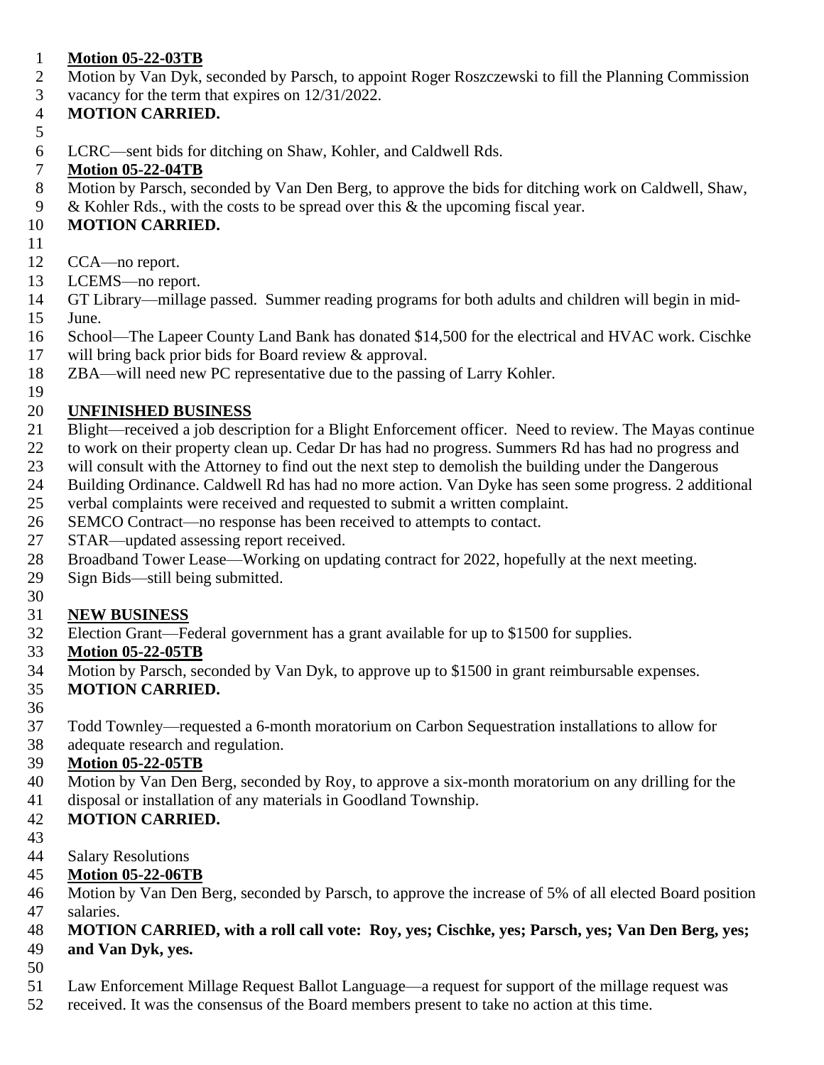**Motion 05-22-03TB**
Motion by Van Dyk, seconded by Parsch, to appoint Roger Roszczewski to fill the Planning Commission vacancy for the term that expires on 12/31/2022.
**MOTION CARRIED.**

LCRC—sent bids for ditching on Shaw, Kohler, and Caldwell Rds.
**Motion 05-22-04TB**
Motion by Parsch, seconded by Van Den Berg, to approve the bids for ditching work on Caldwell, Shaw, & Kohler Rds., with the costs to be spread over this & the upcoming fiscal year.
**MOTION CARRIED.**

CCA—no report.
LCEMS—no report.
GT Library—millage passed. Summer reading programs for both adults and children will begin in mid-June.
School—The Lapeer County Land Bank has donated $14,500 for the electrical and HVAC work. Cischke will bring back prior bids for Board review & approval.
ZBA—will need new PC representative due to the passing of Larry Kohler.

**UNFINISHED BUSINESS**
Blight—received a job description for a Blight Enforcement officer. Need to review. The Mayas continue to work on their property clean up. Cedar Dr has had no progress. Summers Rd has had no progress and will consult with the Attorney to find out the next step to demolish the building under the Dangerous Building Ordinance. Caldwell Rd has had no more action. Van Dyke has seen some progress. 2 additional verbal complaints were received and requested to submit a written complaint.
SEMCO Contract—no response has been received to attempts to contact.
STAR—updated assessing report received.
Broadband Tower Lease—Working on updating contract for 2022, hopefully at the next meeting.
Sign Bids—still being submitted.

**NEW BUSINESS**
Election Grant—Federal government has a grant available for up to $1500 for supplies.
**Motion 05-22-05TB**
Motion by Parsch, seconded by Van Dyk, to approve up to $1500 in grant reimbursable expenses.
**MOTION CARRIED.**

Todd Townley—requested a 6-month moratorium on Carbon Sequestration installations to allow for adequate research and regulation.
**Motion 05-22-05TB**
Motion by Van Den Berg, seconded by Roy, to approve a six-month moratorium on any drilling for the disposal or installation of any materials in Goodland Township.
**MOTION CARRIED.**

Salary Resolutions
**Motion 05-22-06TB**
Motion by Van Den Berg, seconded by Parsch, to approve the increase of 5% of all elected Board position salaries.
**MOTION CARRIED, with a roll call vote: Roy, yes; Cischke, yes; Parsch, yes; Van Den Berg, yes; and Van Dyk, yes.**

Law Enforcement Millage Request Ballot Language—a request for support of the millage request was received. It was the consensus of the Board members present to take no action at this time.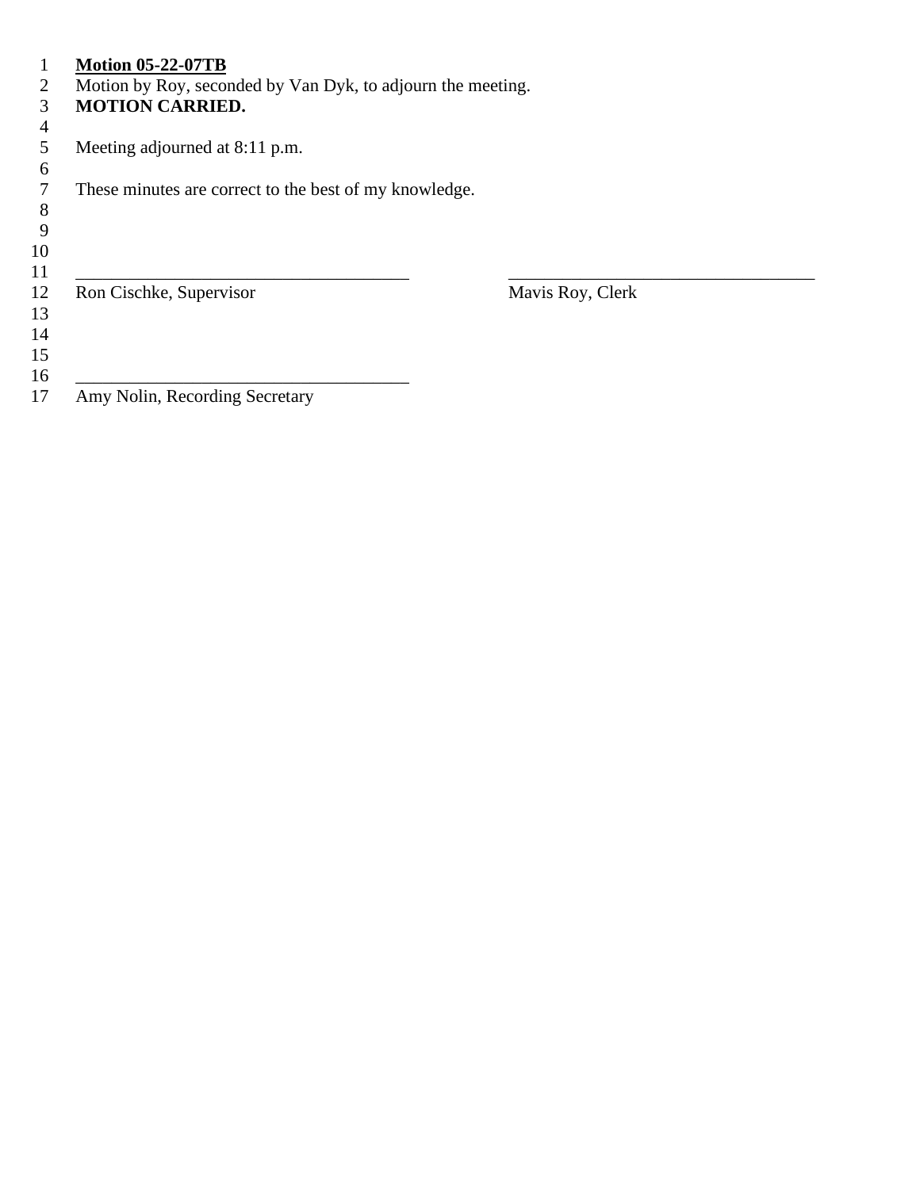**Motion 05-22-07TB**
Motion by Roy, seconded by Van Dyk, to adjourn the meeting.
**MOTION CARRIED.**

Meeting adjourned at 8:11 p.m.

These minutes are correct to the best of my knowledge.

_____________________________________ _____________________________________
Ron Cischke, Supervisor Mavis Roy, Clerk

_____________________________________
Amy Nolin, Recording Secretary